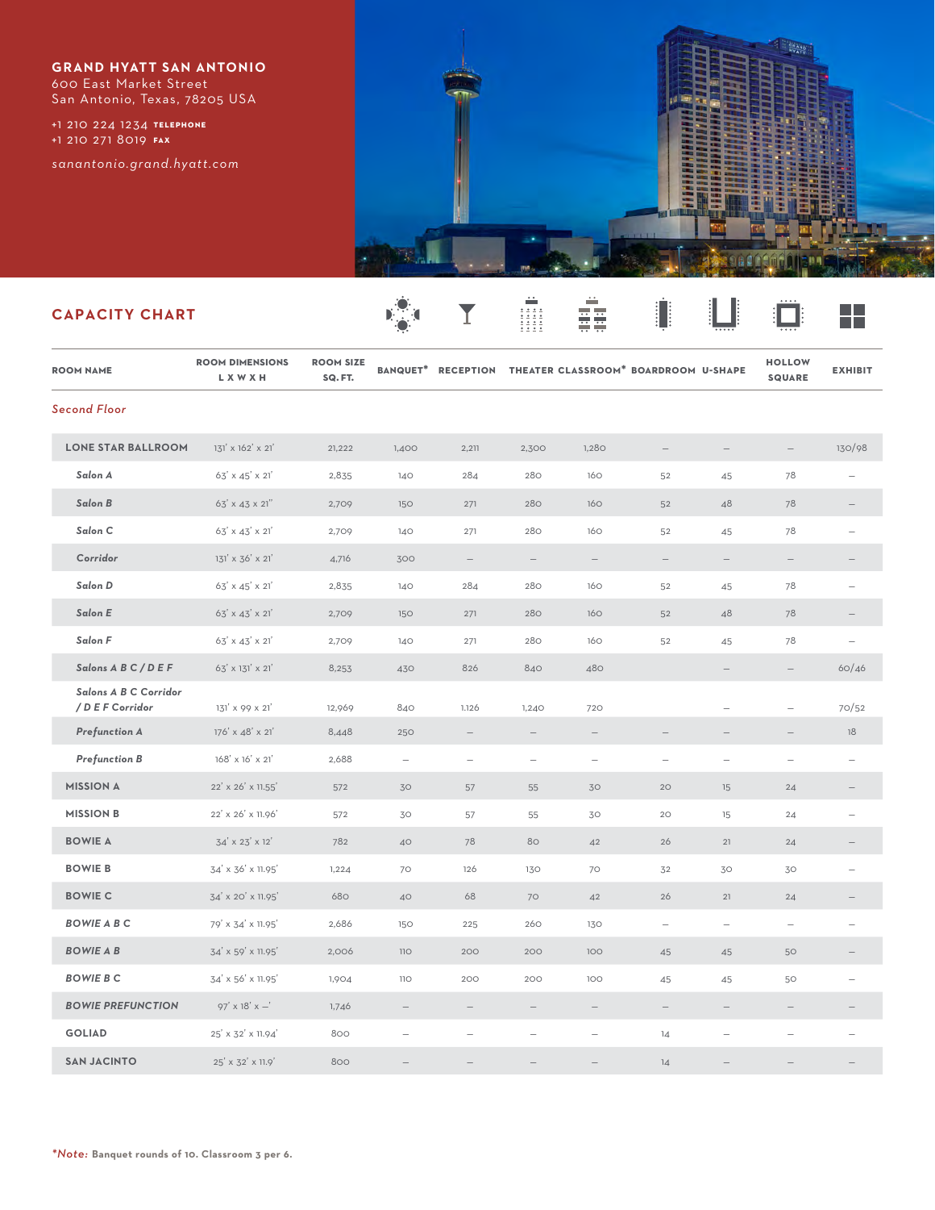**GRAND HYATT SAN ANTONIO**
600 East Market Street
San Antonio, Texas, 78205 USA

+1 210 224 1234 TELEPHONE
+1 210 271 8019 FAX

*sanantonio.grand.hyatt.com*

## CAPACITY CHART

| ROOM NAME | ROOM DIMENSIONS L X W X H | ROOM SIZE SQ. FT. | BANQUET* | RECEPTION | THEATER | CLASSROOM* | BOARDROOM | U-SHAPE | HOLLOW SQUARE | EXHIBIT |
|---|---|---|---|---|---|---|---|---|---|---|
| *Second Floor* | | | | | | | | | | |
| **LONE STAR BALLROOM** | 131' x 162' x 21' | 21,222 | 1,400 | 2,211 | 2,300 | 1,280 | – | – | – | 130/98 |
| *Salon A* | 63' x 45' x 21' | 2,835 | 140 | 284 | 280 | 160 | 52 | 45 | 78 | – |
| *Salon B* | 63' x 43 x 21" | 2,709 | 150 | 271 | 280 | 160 | 52 | 48 | 78 | – |
| *Salon C* | 63' x 43' x 21' | 2,709 | 140 | 271 | 280 | 160 | 52 | 45 | 78 | – |
| *Corridor* | 131' x 36' x 21' | 4,716 | 300 | – | – | – | – | – | – | – |
| *Salon D* | 63' x 45' x 21' | 2,835 | 140 | 284 | 280 | 160 | 52 | 45 | 78 | – |
| *Salon E* | 63' x 43' x 21' | 2,709 | 150 | 271 | 280 | 160 | 52 | 48 | 78 | – |
| *Salon F* | 63' x 43' x 21' | 2,709 | 140 | 271 | 280 | 160 | 52 | 45 | 78 | – |
| *Salons A B C / D E F* | 63' x 131' x 21' | 8,253 | 430 | 826 | 840 | 480 | | – | – | 60/46 |
| *Salons A B C Corridor / D E F Corridor* | 131' x 99 x 21' | 12,969 | 840 | 1,126 | 1,240 | 720 | | – | – | 70/52 |
| *Prefunction A* | 176' x 48' x 21' | 8,448 | 250 | – | – | – | – | – | – | 18 |
| *Prefunction B* | 168' x 16' x 21' | 2,688 | – | – | – | – | – | – | – | – |
| **MISSION A** | 22' x 26' x 11.55' | 572 | 30 | 57 | 55 | 30 | 20 | 15 | 24 | – |
| **MISSION B** | 22' x 26' x 11.96' | 572 | 30 | 57 | 55 | 30 | 20 | 15 | 24 | – |
| **BOWIE A** | 34' x 23' x 12' | 782 | 40 | 78 | 80 | 42 | 26 | 21 | 24 | – |
| **BOWIE B** | 34' x 36' x 11.95' | 1,224 | 70 | 126 | 130 | 70 | 32 | 30 | 30 | – |
| **BOWIE C** | 34' x 20' x 11.95' | 680 | 40 | 68 | 70 | 42 | 26 | 21 | 24 | – |
| ***BOWIE A B C*** | 79' x 34' x 11.95' | 2,686 | 150 | 225 | 260 | 130 | – | – | – | – |
| ***BOWIE A B*** | 34' x 59' x 11.95' | 2,006 | 110 | 200 | 200 | 100 | 45 | 45 | 50 | – |
| ***BOWIE B C*** | 34' x 56' x 11.95' | 1,904 | 110 | 200 | 200 | 100 | 45 | 45 | 50 | – |
| ***BOWIE PREFUNCTION*** | 97' x 18' x –' | 1,746 | – | – | – | – | – | – | – | – |
| **GOLIAD** | 25' x 32' x 11.94' | 800 | – | – | – | – | 14 | – | – | – |
| **SAN JACINTO** | 25' x 32' x 11.9' | 800 | – | – | – | – | 14 | – | – | – |

**\*Note:** Banquet rounds of 10. Classroom 3 per 6.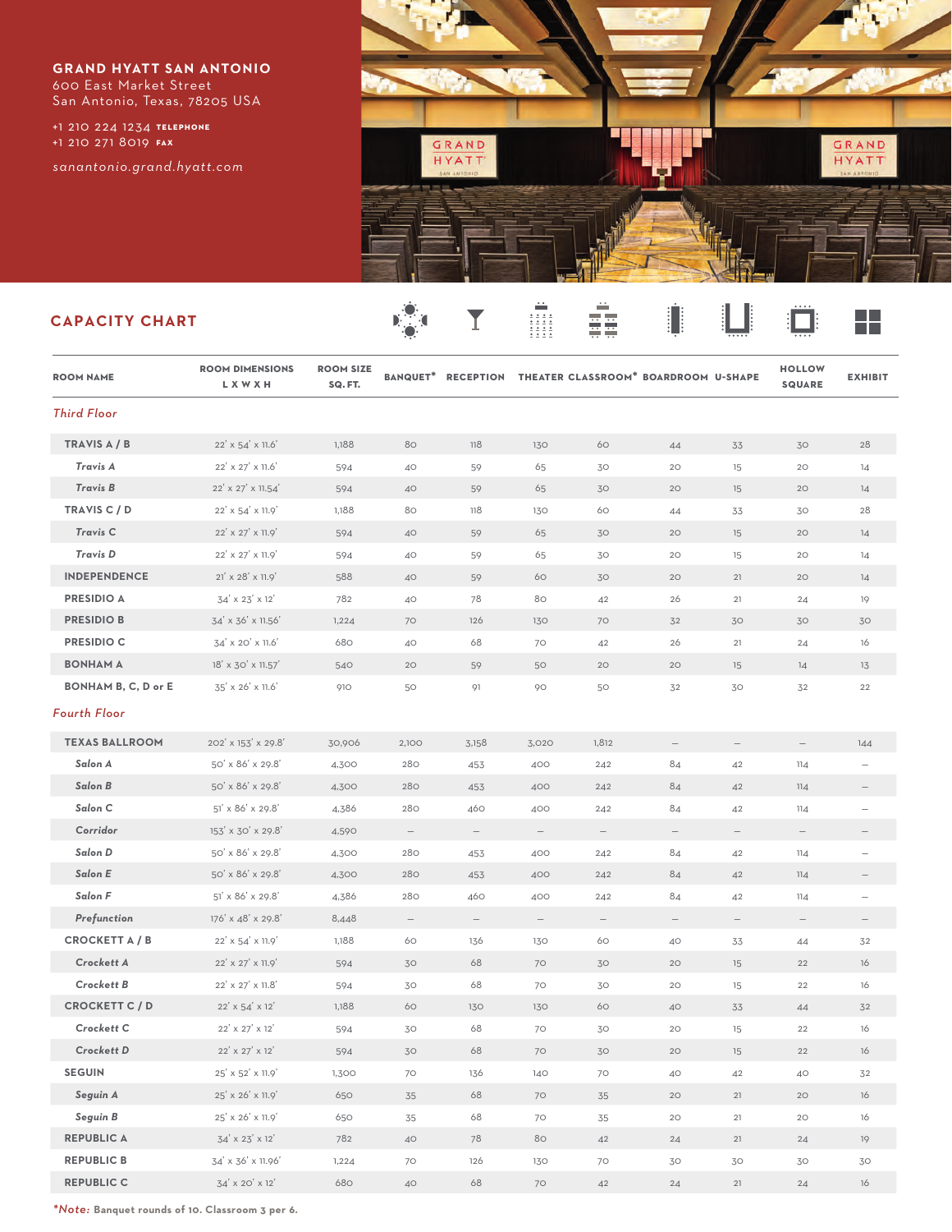**GRAND HYATT SAN ANTONIO**
600 East Market Street
San Antonio, Texas, 78205 USA

+1 210 224 1234 TELEPHONE
+1 210 271 8019 FAX

*sanantonio.grand.hyatt.com*

## CAPACITY CHART

| ROOM NAME | ROOM DIMENSIONS L X W X H | ROOM SIZE SQ. FT. | BANQUET* | RECEPTION | THEATER | CLASSROOM* | BOARDROOM | U-SHAPE | HOLLOW SQUARE | EXHIBIT |
|---|---|---|---|---|---|---|---|---|---|---|
| *Third Floor* | | | | | | | | | | |
| **TRAVIS A / B** | 22' x 54' x 11.6' | 1,188 | 80 | 118 | 130 | 60 | 44 | 33 | 30 | 28 |
| *Travis A* | 22' x 27' x 11.6' | 594 | 40 | 59 | 65 | 30 | 20 | 15 | 20 | 14 |
| *Travis B* | 22' x 27' x 11.54' | 594 | 40 | 59 | 65 | 30 | 20 | 15 | 20 | 14 |
| **TRAVIS C / D** | 22' x 54' x 11.9' | 1,188 | 80 | 118 | 130 | 60 | 44 | 33 | 30 | 28 |
| *Travis C* | 22' x 27' x 11.9' | 594 | 40 | 59 | 65 | 30 | 20 | 15 | 20 | 14 |
| *Travis D* | 22' x 27' x 11.9' | 594 | 40 | 59 | 65 | 30 | 20 | 15 | 20 | 14 |
| **INDEPENDENCE** | 21' x 28' x 11.9' | 588 | 40 | 59 | 60 | 30 | 20 | 21 | 20 | 14 |
| **PRESIDIO A** | 34' x 23' x 12' | 782 | 40 | 78 | 80 | 42 | 26 | 21 | 24 | 19 |
| **PRESIDIO B** | 34' x 36' x 11.56' | 1,224 | 70 | 126 | 130 | 70 | 32 | 30 | 30 | 30 |
| **PRESIDIO C** | 34' x 20' x 11.6' | 680 | 40 | 68 | 70 | 42 | 26 | 21 | 24 | 16 |
| **BONHAM A** | 18' x 30' x 11.57' | 540 | 20 | 59 | 50 | 20 | 20 | 15 | 14 | 13 |
| **BONHAM B, C, D or E** | 35' x 26' x 11.6' | 910 | 50 | 91 | 90 | 50 | 32 | 30 | 32 | 22 |
| *Fourth Floor* | | | | | | | | | | |
| **TEXAS BALLROOM** | 202' x 153' x 29.8' | 30,906 | 2,100 | 3,158 | 3,020 | 1,812 | – | – | – | 144 |
| *Salon A* | 50' x 86' x 29.8' | 4,300 | 280 | 453 | 400 | 242 | 84 | 42 | 114 | – |
| *Salon B* | 50' x 86' x 29.8' | 4,300 | 280 | 453 | 400 | 242 | 84 | 42 | 114 | – |
| *Salon C* | 51' x 86' x 29.8' | 4,386 | 280 | 460 | 400 | 242 | 84 | 42 | 114 | – |
| *Corridor* | 153' x 30' x 29.8' | 4,590 | – | – | – | – | – | – | – | – |
| *Salon D* | 50' x 86' x 29.8' | 4,300 | 280 | 453 | 400 | 242 | 84 | 42 | 114 | – |
| *Salon E* | 50' x 86' x 29.8' | 4,300 | 280 | 453 | 400 | 242 | 84 | 42 | 114 | – |
| *Salon F* | 51' x 86' x 29.8' | 4,386 | 280 | 460 | 400 | 242 | 84 | 42 | 114 | – |
| *Prefunction* | 176' x 48' x 29.8' | 8,448 | – | – | – | – | – | – | – | – |
| **CROCKETT A / B** | 22' x 54' x 11.9' | 1,188 | 60 | 136 | 130 | 60 | 40 | 33 | 44 | 32 |
| *Crockett A* | 22' x 27' x 11.9' | 594 | 30 | 68 | 70 | 30 | 20 | 15 | 22 | 16 |
| *Crockett B* | 22' x 27' x 11.8' | 594 | 30 | 68 | 70 | 30 | 20 | 15 | 22 | 16 |
| **CROCKETT C / D** | 22' x 54' x 12' | 1,188 | 60 | 130 | 130 | 60 | 40 | 33 | 44 | 32 |
| *Crockett C* | 22' x 27' x 12' | 594 | 30 | 68 | 70 | 30 | 20 | 15 | 22 | 16 |
| *Crockett D* | 22' x 27' x 12' | 594 | 30 | 68 | 70 | 30 | 20 | 15 | 22 | 16 |
| **SEGUIN** | 25' x 52' x 11.9' | 1,300 | 70 | 136 | 140 | 70 | 40 | 42 | 40 | 32 |
| *Seguin A* | 25' x 26' x 11.9' | 650 | 35 | 68 | 70 | 35 | 20 | 21 | 20 | 16 |
| *Seguin B* | 25' x 26' x 11.9' | 650 | 35 | 68 | 70 | 35 | 20 | 21 | 20 | 16 |
| **REPUBLIC A** | 34' x 23' x 12' | 782 | 40 | 78 | 80 | 42 | 24 | 21 | 24 | 19 |
| **REPUBLIC B** | 34' x 36' x 11.96' | 1,224 | 70 | 126 | 130 | 70 | 30 | 30 | 30 | 30 |
| **REPUBLIC C** | 34' x 20' x 12' | 680 | 40 | 68 | 70 | 42 | 24 | 21 | 24 | 16 |

*\*Note:* **Banquet rounds of 10. Classroom 3 per 6.**